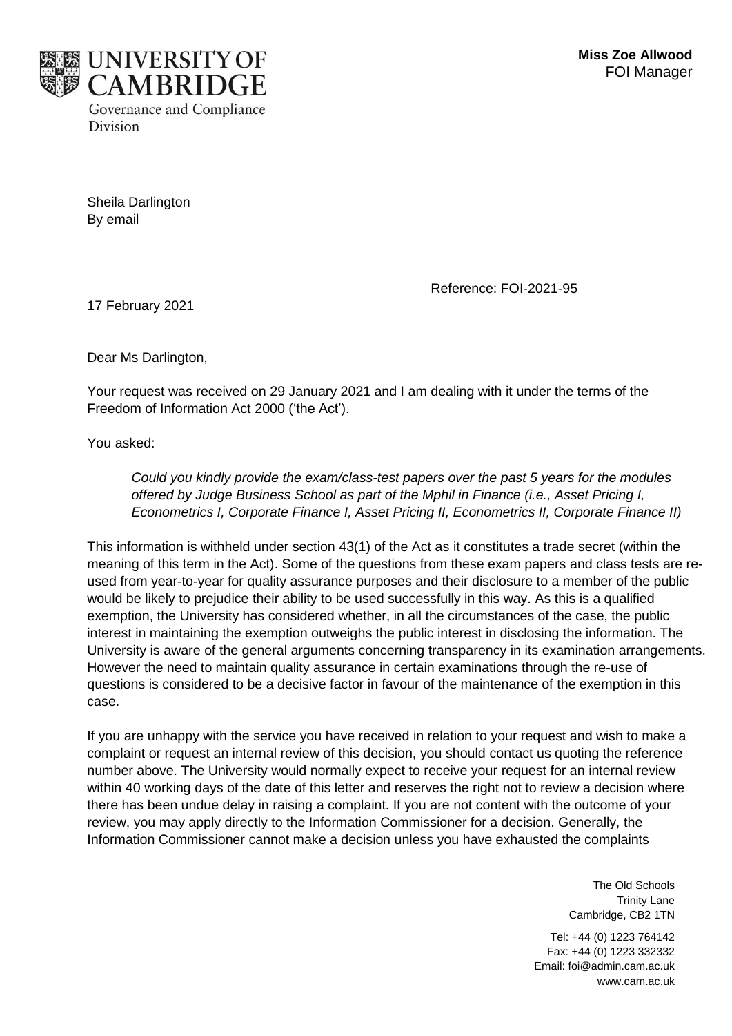**UNIVERSITY OF CAMBRIDGE**
Governance and Compliance Division

**Miss Zoe Allwood**
FOI Manager

Sheila Darlington
By email

Reference: FOI-2021-95

17 February 2021

Dear Ms Darlington,

Your request was received on 29 January 2021 and I am dealing with it under the terms of the Freedom of Information Act 2000 ('the Act').

You asked:

> *Could you kindly provide the exam/class-test papers over the past 5 years for the modules offered by Judge Business School as part of the Mphil in Finance (i.e., Asset Pricing I, Econometrics I, Corporate Finance I, Asset Pricing II, Econometrics II, Corporate Finance II)*

This information is withheld under section 43(1) of the Act as it constitutes a trade secret (within the meaning of this term in the Act). Some of the questions from these exam papers and class tests are re-used from year-to-year for quality assurance purposes and their disclosure to a member of the public would be likely to prejudice their ability to be used successfully in this way. As this is a qualified exemption, the University has considered whether, in all the circumstances of the case, the public interest in maintaining the exemption outweighs the public interest in disclosing the information. The University is aware of the general arguments concerning transparency in its examination arrangements. However the need to maintain quality assurance in certain examinations through the re-use of questions is considered to be a decisive factor in favour of the maintenance of the exemption in this case.

If you are unhappy with the service you have received in relation to your request and wish to make a complaint or request an internal review of this decision, you should contact us quoting the reference number above. The University would normally expect to receive your request for an internal review within 40 working days of the date of this letter and reserves the right not to review a decision where there has been undue delay in raising a complaint. If you are not content with the outcome of your review, you may apply directly to the Information Commissioner for a decision. Generally, the Information Commissioner cannot make a decision unless you have exhausted the complaints

The Old Schools
Trinity Lane
Cambridge, CB2 1TN

Tel: +44 (0) 1223 764142
Fax: +44 (0) 1223 332332
Email: foi@admin.cam.ac.uk
www.cam.ac.uk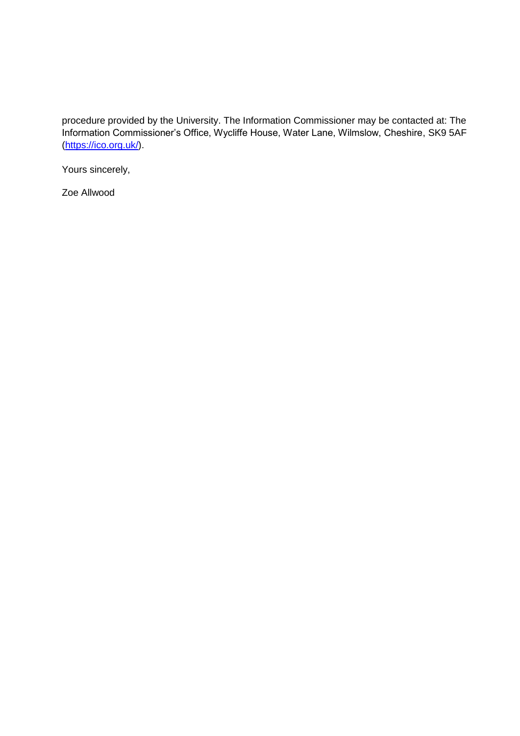procedure provided by the University. The Information Commissioner may be contacted at: The Information Commissioner's Office, Wycliffe House, Water Lane, Wilmslow, Cheshire, SK9 5AF (https://ico.org.uk/).

Yours sincerely,

Zoe Allwood